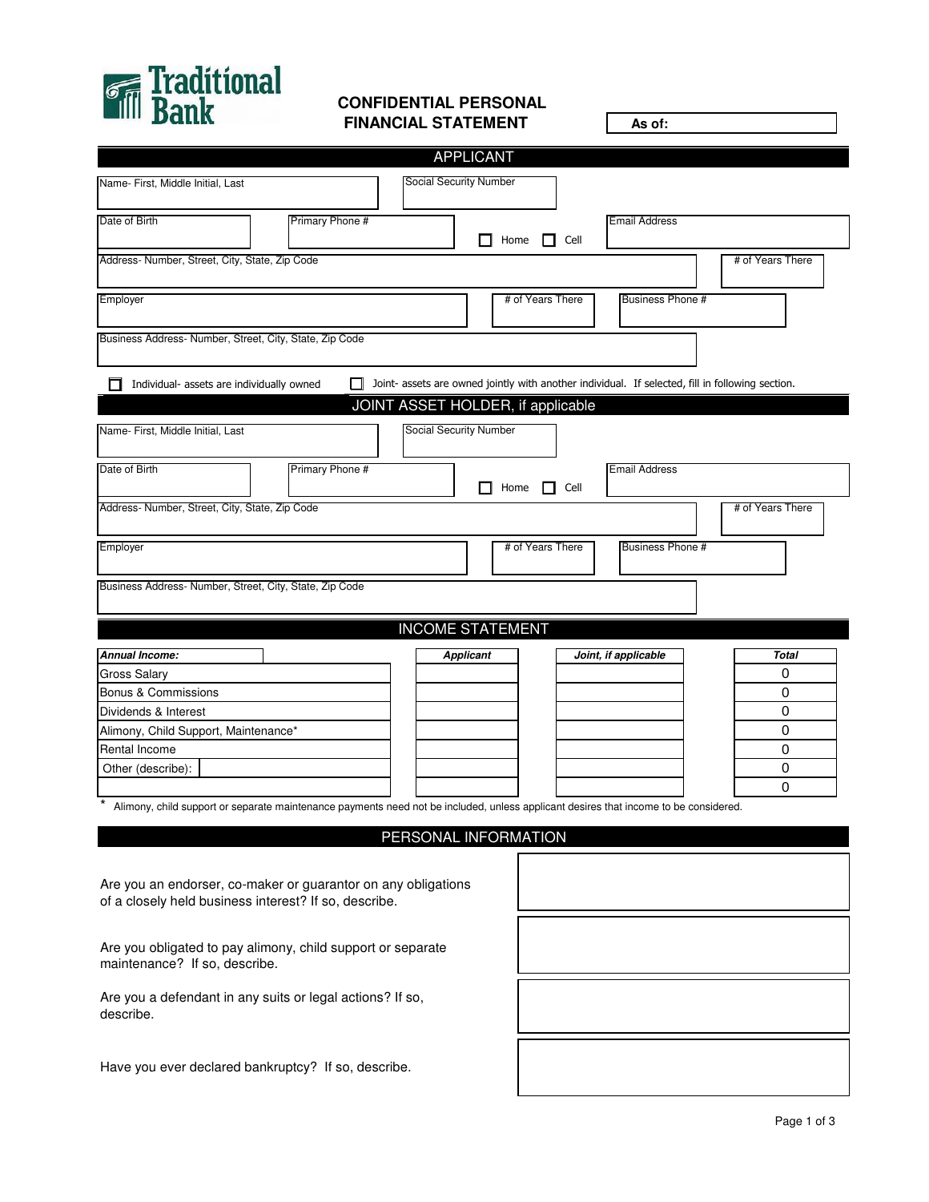Traditional Bank

# CONFIDENTIAL PERSONAL FINANCIAL STATEMENT

**As of:**

## APPLICANT

| Name- First, Middle Initial, Last | Social Security Number |
|---|---|
| | |

| Date of Birth | Primary Phone # | ☐ Home ☐ Cell | Email Address |
|---|---|---|---|
| | | | |

| Address- Number, Street, City, State, Zip Code | # of Years There |
|---|---|
| | |

| Employer | # of Years There | Business Phone # |
|---|---|---|
| | | |

| Business Address- Number, Street, City, State, Zip Code |
|---|
| |

☐ Individual- assets are individually owned ☐ Joint- assets are owned jointly with another individual. If selected, fill in following section.

## JOINT ASSET HOLDER, if applicable

| Name- First, Middle Initial, Last | Social Security Number |
|---|---|
| | |

| Date of Birth | Primary Phone # | ☐ Home ☐ Cell | Email Address |
|---|---|---|---|
| | | | |

| Address- Number, Street, City, State, Zip Code | # of Years There |
|---|---|
| | |

| Employer | # of Years There | Business Phone # |
|---|---|---|
| | | |

| Business Address- Number, Street, City, State, Zip Code |
|---|
| |

## INCOME STATEMENT

| *Annual Income:* | *Applicant* | *Joint, if applicable* | *Total* |
|---|---|---|---|
| Gross Salary | | | 0 |
| Bonus & Commissions | | | 0 |
| Dividends & Interest | | | 0 |
| Alimony, Child Support, Maintenance* | | | 0 |
| Rental Income | | | 0 |
| Other (describe): | | | 0 |
| | | | 0 |

\* Alimony, child support or separate maintenance payments need not be included, unless applicant desires that income to be considered.

## PERSONAL INFORMATION

| | |
|---|---|
| Are you an endorser, co-maker or guarantor on any obligations of a closely held business interest? If so, describe. | |
| Are you obligated to pay alimony, child support or separate maintenance? If so, describe. | |
| Are you a defendant in any suits or legal actions? If so, describe. | |
| Have you ever declared bankruptcy? If so, describe. | |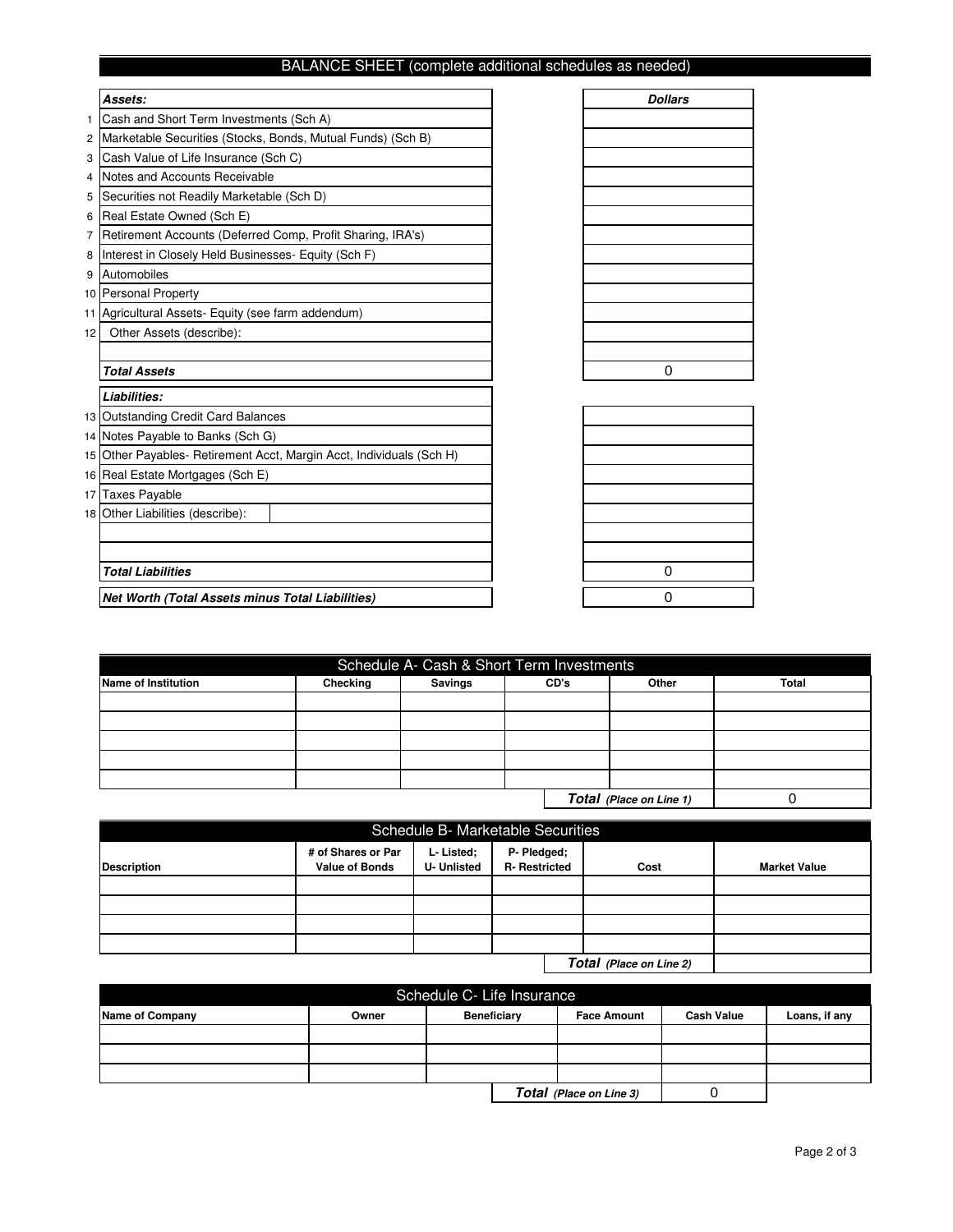## BALANCE SHEET (complete additional schedules as needed)

| | Assets: | Dollars |
|---|---|---|
| 1 | Cash and Short Term Investments (Sch A) | |
| 2 | Marketable Securities (Stocks, Bonds, Mutual Funds) (Sch B) | |
| 3 | Cash Value of Life Insurance (Sch C) | |
| 4 | Notes and Accounts Receivable | |
| 5 | Securities not Readily Marketable (Sch D) | |
| 6 | Real Estate Owned (Sch E) | |
| 7 | Retirement Accounts (Deferred Comp, Profit Sharing, IRA's) | |
| 8 | Interest in Closely Held Businesses- Equity (Sch F) | |
| 9 | Automobiles | |
| 10 | Personal Property | |
| 11 | Agricultural Assets- Equity (see farm addendum) | |
| 12 | Other Assets (describe): | |
| | | |
| | ***Total Assets*** | 0 |

| | Liabilities: | Dollars |
|---|---|---|
| 13 | Outstanding Credit Card Balances | |
| 14 | Notes Payable to Banks (Sch G) | |
| 15 | Other Payables- Retirement Acct, Margin Acct, Individuals (Sch H) | |
| 16 | Real Estate Mortgages (Sch E) | |
| 17 | Taxes Payable | |
| 18 | Other Liabilities (describe): | |
| | | |
| | | |
| | ***Total Liabilities*** | 0 |
| | ***Net Worth (Total Assets minus Total Liabilities)*** | 0 |

## Schedule A- Cash & Short Term Investments

| Name of Institution | Checking | Savings | CD's | Other | Total |
|---|---|---|---|---|---|
| | | | | | |
| | | | | | |
| | | | | | |
| | | | | | |
| | | | | | |
| | | | | ***Total*** *(Place on Line 1)* | 0 |

## Schedule B- Marketable Securities

| Description | # of Shares or Par Value of Bonds | L- Listed; U- Unlisted | P- Pledged; R- Restricted | Cost | Market Value |
|---|---|---|---|---|---|
| | | | | | |
| | | | | | |
| | | | | | |
| | | | | | |
| | | | | ***Total*** *(Place on Line 2)* | |

## Schedule C- Life Insurance

| Name of Company | Owner | Beneficiary | Face Amount | Cash Value | Loans, if any |
|---|---|---|---|---|---|
| | | | | | |
| | | | | | |
| | | | | | |
| | | | ***Total*** *(Place on Line 3)* | 0 | |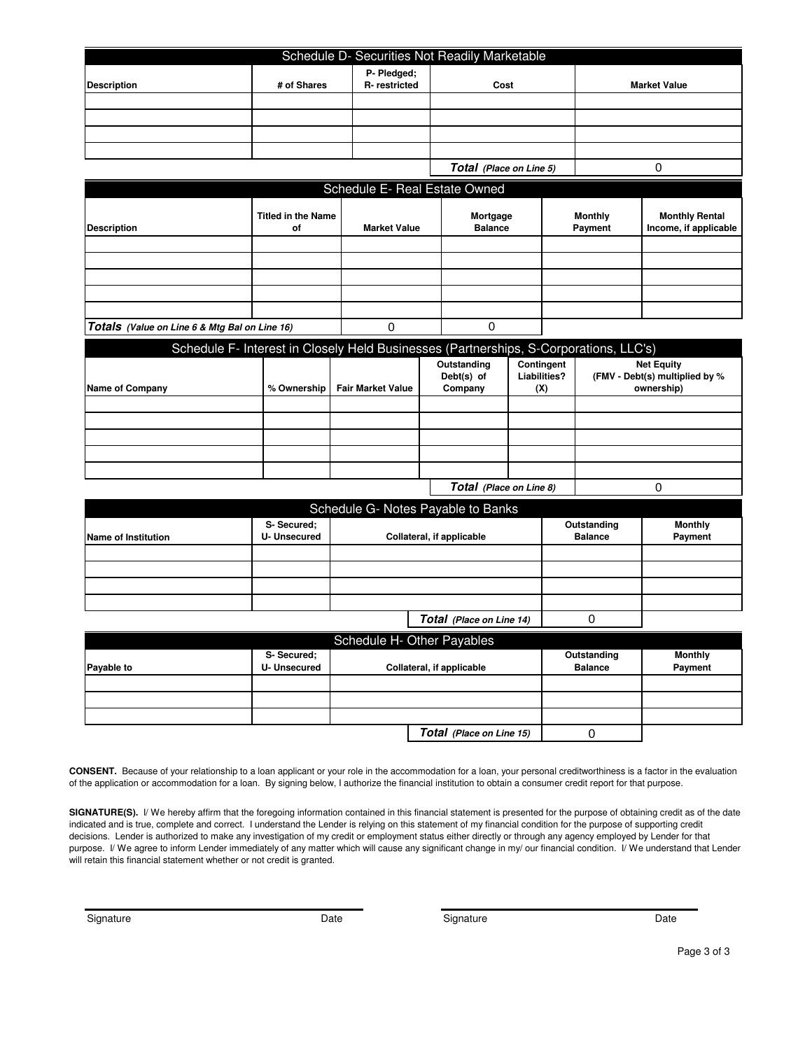## Schedule D- Securities Not Readily Marketable

| Description | # of Shares | P- Pledged; R- restricted | Cost | Market Value |
|---|---|---|---|---|
| | | | | |
| | | | | |
| | | | | |
| | | | | |
| | | | ***Total** (Place on Line 5)* | 0 |

## Schedule E- Real Estate Owned

| Description | Titled in the Name of | Market Value | Mortgage Balance | Monthly Payment | Monthly Rental Income, if applicable |
|---|---|---|---|---|---|
| | | | | | |
| | | | | | |
| | | | | | |
| | | | | | |
| | | | | | |
| ***Totals** (Value on Line 6 & Mtg Bal on Line 16)* | | 0 | 0 | | |

## Schedule F- Interest in Closely Held Businesses (Partnerships, S-Corporations, LLC's)

| Name of Company | % Ownership | Fair Market Value | Outstanding Debt(s) of Company | Contingent Liabilities? (X) | Net Equity (FMV - Debt(s) multiplied by % ownership) |
|---|---|---|---|---|---|
| | | | | | |
| | | | | | |
| | | | | | |
| | | | | | |
| | | | | | |
| | | | ***Total** (Place on Line 8)* | | 0 |

## Schedule G- Notes Payable to Banks

| Name of Institution | S- Secured; U- Unsecured | Collateral, if applicable | Outstanding Balance | Monthly Payment |
|---|---|---|---|---|
| | | | | |
| | | | | |
| | | | | |
| | | | | |
| | | ***Total** (Place on Line 14)* | 0 | |

## Schedule H- Other Payables

| Payable to | S- Secured; U- Unsecured | Collateral, if applicable | Outstanding Balance | Monthly Payment |
|---|---|---|---|---|
| | | | | |
| | | | | |
| | | | | |
| | | ***Total** (Place on Line 15)* | 0 | |

**CONSENT.** Because of your relationship to a loan applicant or your role in the accommodation for a loan, your personal creditworthiness is a factor in the evaluation of the application or accommodation for a loan. By signing below, I authorize the financial institution to obtain a consumer credit report for that purpose.

**SIGNATURE(S).** I/ We hereby affirm that the foregoing information contained in this financial statement is presented for the purpose of obtaining credit as of the date indicated and is true, complete and correct. I understand the Lender is relying on this statement of my financial condition for the purpose of supporting credit decisions. Lender is authorized to make any investigation of my credit or employment status either directly or through any agency employed by Lender for that purpose. I/ We agree to inform Lender immediately of any matter which will cause any significant change in my/ our financial condition. I/ We understand that Lender will retain this financial statement whether or not credit is granted.

Signature ______________________ Date

Signature ______________________ Date